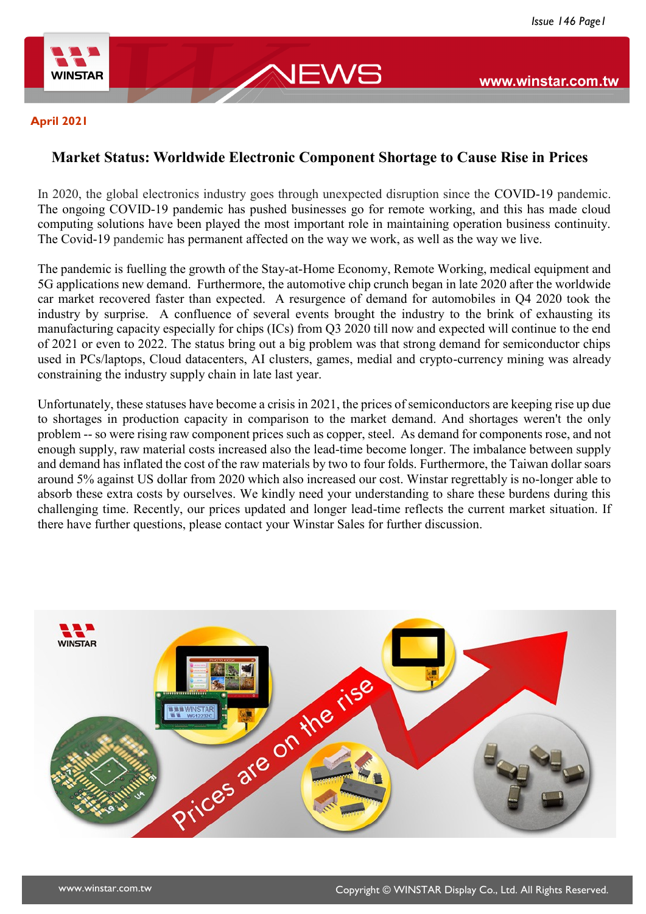April 2021

## Market Status: Worldwide Electronic Component Shortage to Cause Rise in Prices

In 2020, the global electronics industry goes through unexpected disruption since the COVID-19 pandemic. The ongoing COVID-19 pandemic has pushed businesses go for remote working, and this has made cloud computing solutions have been played the most important role in maintaining operation business continuity. The Covid-19 pandemic has permanent affected on the way we work, as well as the way we live.

The pandemic is fuelling the growth of the Stay-at-Home Economy, Remote Working, medical equipment and 5G applications new demand. Furthermore, the automotive chip crunch began in late 2020 after the worldwide car market recovered faster than expected. A resurgence of demand for automobiles in Q4 2020 took the industry by surprise. A confluence of several events brought the industry to the brink of exhausting its manufacturing capacity especially for chips (ICs) from Q3 2020 till now and expected will continue to the end of 2021 or even to 2022. The status bring out a big problem was that strong demand for semiconductor chips used in PCs/laptops, Cloud datacenters, AI clusters, games, medial and crypto-currency mining was already constraining the industry supply chain in late last year.

Unfortunately, these statuses have become a crisis in 2021, the prices of semiconductors are keeping rise up due to shortages in production capacity in comparison to the market demand. And shortages weren't the only problem -- so were rising raw component prices such as copper, steel. As demand for components rose, and not enough supply, raw material costs increased also the lead-time become longer. The imbalance between supply and demand has inflated the cost of the raw materials by two to four folds. Furthermore, the Taiwan dollar soars around 5% against US dollar from 2020 which also increased our cost. Winstar regrettably is no-longer able to absorb these extra costs by ourselves. We kindly need your understanding to share these burdens during this challenging time. Recently, our prices updated and longer lead-time reflects the current market situation. If there have further questions, please contact your Winstar Sales for further discussion.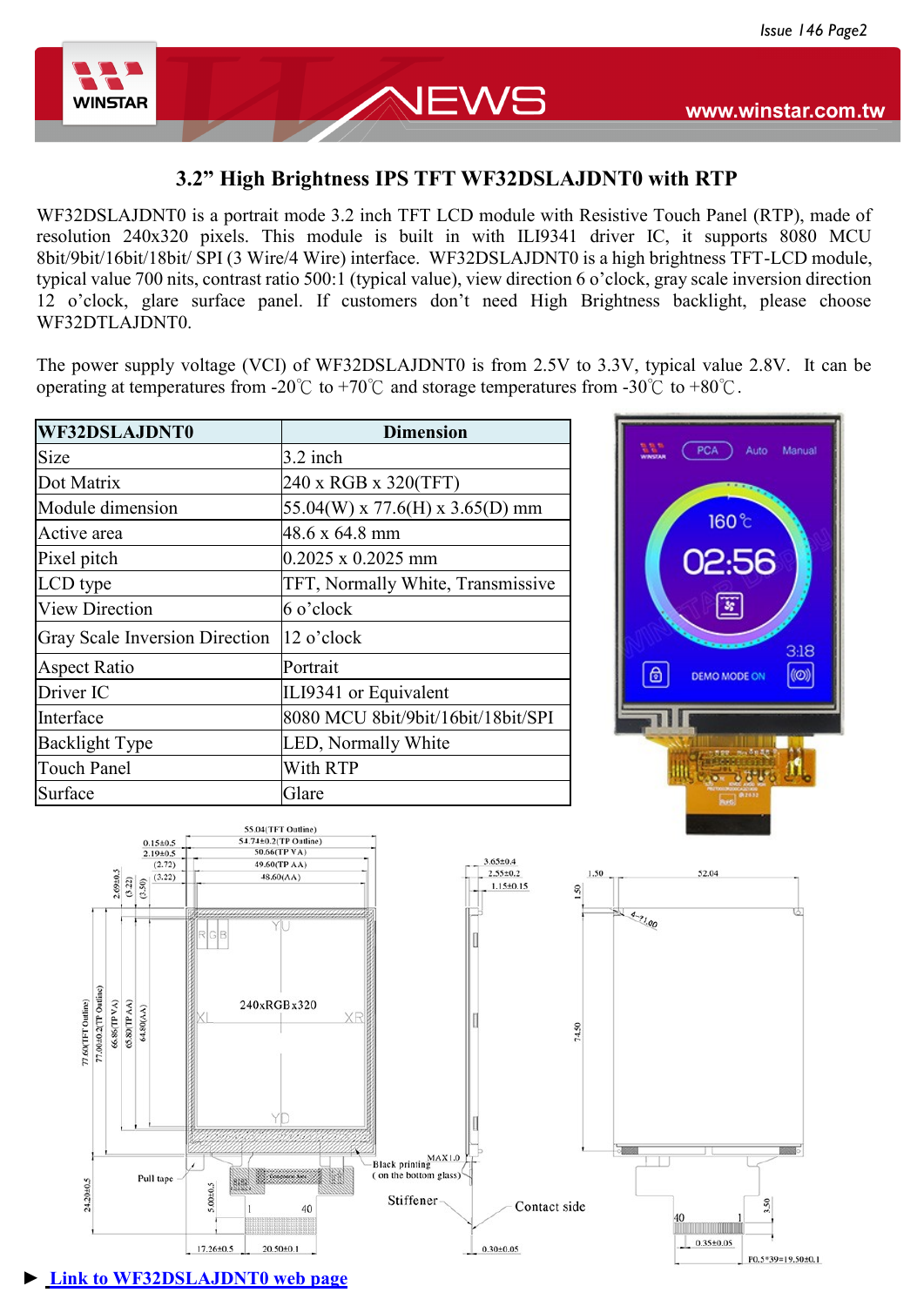## 3.2" High Brightness IPS TFT WF32DSLAJDNT0 with RTP

WF32DSLAJDNT0 is a portrait mode 3.2 inch TFT LCD module with Resistive Touch Panel (RTP), made of resolution 240x320 pixels. This module is built in with ILI9341 driver IC, it supports 8080 MCU 8bit/9bit/16bit/18bit/ SPI (3 Wire/4 Wire) interface. WF32DSLAJDNT0 is a high brightness TFT-LCD module, typical value 700 nits, contrast ratio 500:1 (typical value), view direction 6 o'clock, gray scale inversion direction 12 o'clock, glare surface panel. If customers don't need High Brightness backlight, please choose WF32DTLAJDNT0.

The power supply voltage (VCI) of WF32DSLAJDNT0 is from 2.5V to 3.3V, typical value 2.8V. It can be operating at temperatures from -20℃ to +70℃ and storage temperatures from -30℃ to +80℃.

| WF32DSLAJDNT0 | Dimension |
|---|---|
| Size | 3.2 inch |
| Dot Matrix | 240 x RGB x 320(TFT) |
| Module dimension | 55.04(W) x 77.6(H) x 3.65(D) mm |
| Active area | 48.6 x 64.8 mm |
| Pixel pitch | 0.2025 x 0.2025 mm |
| LCD type | TFT, Normally White, Transmissive |
| View Direction | 6 o'clock |
| Gray Scale Inversion Direction | 12 o'clock |
| Aspect Ratio | Portrait |
| Driver IC | ILI9341 or Equivalent |
| Interface | 8080 MCU 8bit/9bit/16bit/18bit/SPI |
| Backlight Type | LED, Normally White |
| Touch Panel | With RTP |
| Surface | Glare |

► [Link to WF32DSLAJDNT0 web page]()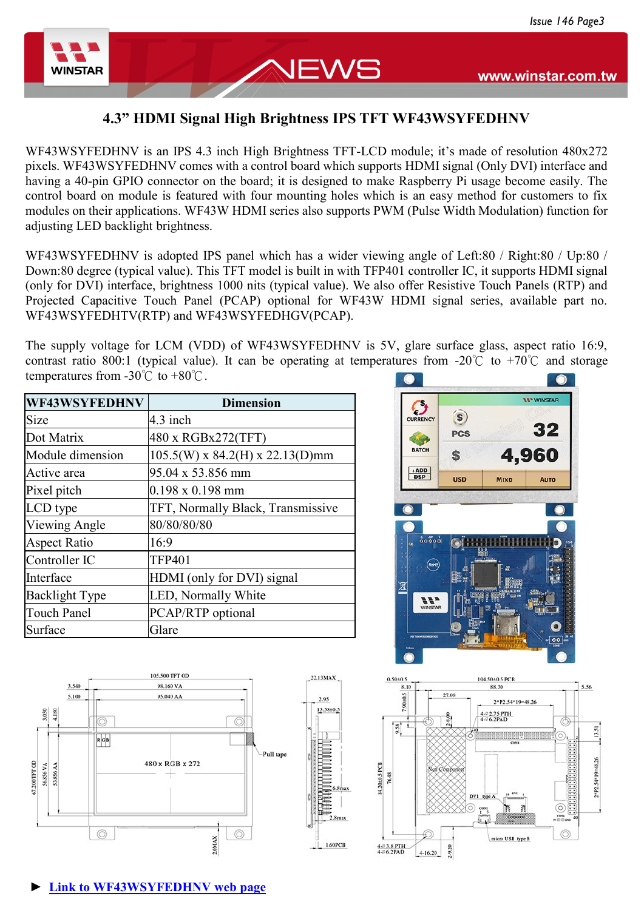## 4.3" HDMI Signal High Brightness IPS TFT WF43WSYFEDHNV

WF43WSYFEDHNV is an IPS 4.3 inch High Brightness TFT-LCD module; it's made of resolution 480x272 pixels. WF43WSYFEDHNV comes with a control board which supports HDMI signal (Only DVI) interface and having a 40-pin GPIO connector on the board; it is designed to make Raspberry Pi usage become easily. The control board on module is featured with four mounting holes which is an easy method for customers to fix modules on their applications. WF43W HDMI series also supports PWM (Pulse Width Modulation) function for adjusting LED backlight brightness.

WF43WSYFEDHNV is adopted IPS panel which has a wider viewing angle of Left:80 / Right:80 / Up:80 / Down:80 degree (typical value). This TFT model is built in with TFP401 controller IC, it supports HDMI signal (only for DVI) interface, brightness 1000 nits (typical value). We also offer Resistive Touch Panels (RTP) and Projected Capacitive Touch Panel (PCAP) optional for WF43W HDMI signal series, available part no. WF43WSYFEDHTV(RTP) and WF43WSYFEDHGV(PCAP).

The supply voltage for LCM (VDD) of WF43WSYFEDHNV is 5V, glare surface glass, aspect ratio 16:9, contrast ratio 800:1 (typical value). It can be operating at temperatures from -20℃ to +70℃ and storage temperatures from -30℃ to +80℃.

| WF43WSYFEDHNV | Dimension |
|---|---|
| Size | 4.3 inch |
| Dot Matrix | 480 x RGBx272(TFT) |
| Module dimension | 105.5(W) x 84.2(H) x 22.13(D)mm |
| Active area | 95.04 x 53.856 mm |
| Pixel pitch | 0.198 x 0.198 mm |
| LCD type | TFT, Normally Black, Transmissive |
| Viewing Angle | 80/80/80/80 |
| Aspect Ratio | 16:9 |
| Controller IC | TFP401 |
| Interface | HDMI (only for DVI) signal |
| Backlight Type | LED, Normally White |
| Touch Panel | PCAP/RTP optional |
| Surface | Glare |

► **Link to WF43WSYFEDHNV web page**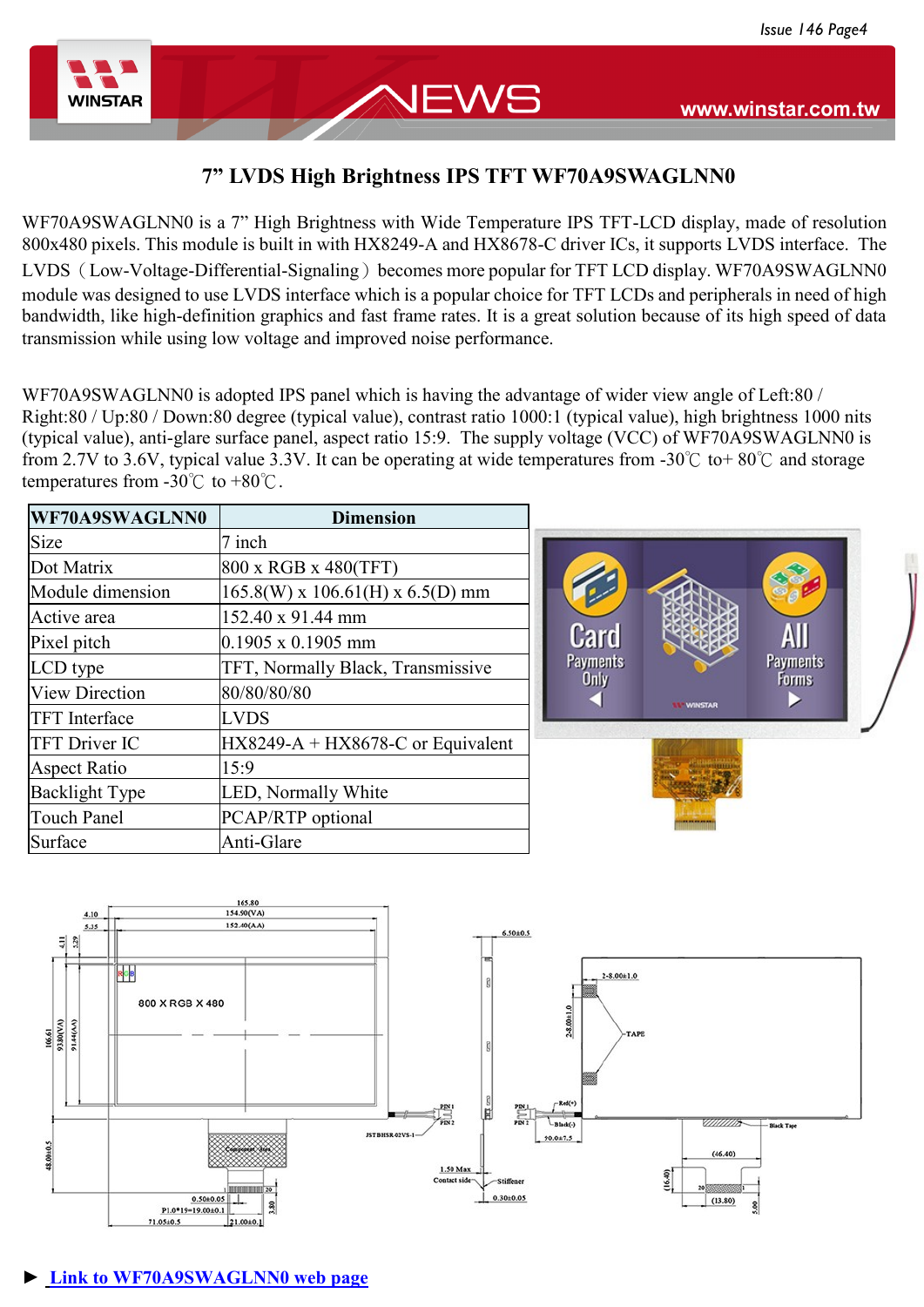## 7" LVDS High Brightness IPS TFT WF70A9SWAGLNN0

WF70A9SWAGLNN0 is a 7" High Brightness with Wide Temperature IPS TFT-LCD display, made of resolution 800x480 pixels. This module is built in with HX8249-A and HX8678-C driver ICs, it supports LVDS interface. The LVDS（Low-Voltage-Differential-Signaling）becomes more popular for TFT LCD display. WF70A9SWAGLNN0 module was designed to use LVDS interface which is a popular choice for TFT LCDs and peripherals in need of high bandwidth, like high-definition graphics and fast frame rates. It is a great solution because of its high speed of data transmission while using low voltage and improved noise performance.

WF70A9SWAGLNN0 is adopted IPS panel which is having the advantage of wider view angle of Left:80 / Right:80 / Up:80 / Down:80 degree (typical value), contrast ratio 1000:1 (typical value), high brightness 1000 nits (typical value), anti-glare surface panel, aspect ratio 15:9. The supply voltage (VCC) of WF70A9SWAGLNN0 is from 2.7V to 3.6V, typical value 3.3V. It can be operating at wide temperatures from -30℃ to+ 80℃ and storage temperatures from -30℃ to +80℃.

| WF70A9SWAGLNN0 | Dimension |
|---|---|
| Size | 7 inch |
| Dot Matrix | 800 x RGB x 480(TFT) |
| Module dimension | 165.8(W) x 106.61(H) x 6.5(D) mm |
| Active area | 152.40 x 91.44 mm |
| Pixel pitch | 0.1905 x 0.1905 mm |
| LCD type | TFT, Normally Black, Transmissive |
| View Direction | 80/80/80/80 |
| TFT Interface | LVDS |
| TFT Driver IC | HX8249-A + HX8678-C or Equivalent |
| Aspect Ratio | 15:9 |
| Backlight Type | LED, Normally White |
| Touch Panel | PCAP/RTP optional |
| Surface | Anti-Glare |

► Link to WF70A9SWAGLNN0 web page